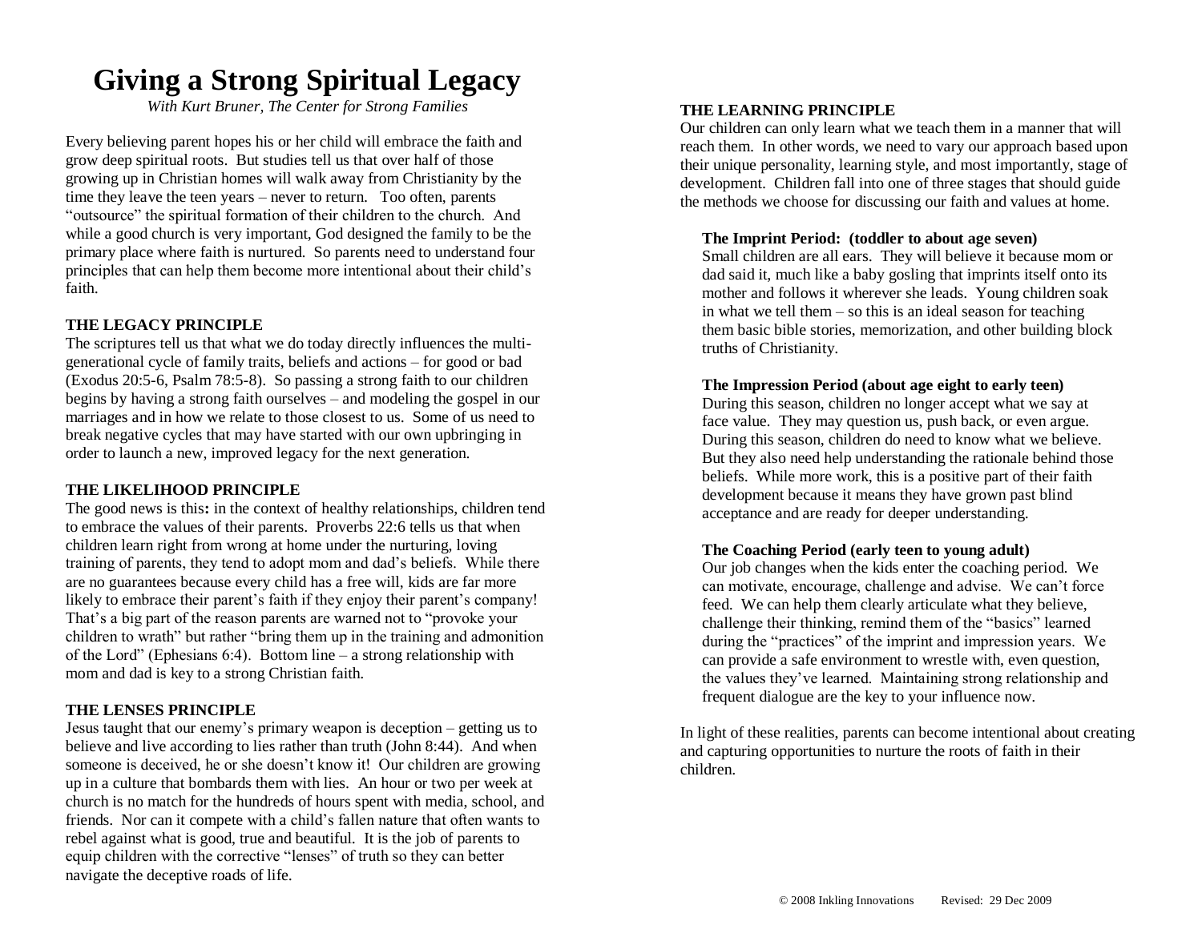# Giving a Strong Spiritual Legacy

*With Kurt Bruner, The Center for Strong Families*

Every believing parent hopes his or her child will embrace the faith and grow deep spiritual roots. But studies tell us that over half of those growing up in Christian homes will walk away from Christianity by the time they leave the teen years – never to return. Too often, parents "outsource" the spiritual formation of their children to the church. And while a good church is very important, God designed the family to be the primary place where faith is nurtured. So parents need to understand four principles that can help them become more intentional about their child's faith.

**THE LEGACY PRINCIPLE**

The scriptures tell us that what we do today directly influences the multi-generational cycle of family traits, beliefs and actions – for good or bad (Exodus 20:5-6, Psalm 78:5-8). So passing a strong faith to our children begins by having a strong faith ourselves – and modeling the gospel in our marriages and in how we relate to those closest to us. Some of us need to break negative cycles that may have started with our own upbringing in order to launch a new, improved legacy for the next generation.

**THE LIKELIHOOD PRINCIPLE**

The good news is this**:** in the context of healthy relationships, children tend to embrace the values of their parents. Proverbs 22:6 tells us that when children learn right from wrong at home under the nurturing, loving training of parents, they tend to adopt mom and dad's beliefs. While there are no guarantees because every child has a free will, kids are far more likely to embrace their parent's faith if they enjoy their parent's company! That's a big part of the reason parents are warned not to "provoke your children to wrath" but rather "bring them up in the training and admonition of the Lord" (Ephesians 6:4). Bottom line – a strong relationship with mom and dad is key to a strong Christian faith.

**THE LENSES PRINCIPLE**

Jesus taught that our enemy's primary weapon is deception – getting us to believe and live according to lies rather than truth (John 8:44). And when someone is deceived, he or she doesn't know it! Our children are growing up in a culture that bombards them with lies. An hour or two per week at church is no match for the hundreds of hours spent with media, school, and friends. Nor can it compete with a child's fallen nature that often wants to rebel against what is good, true and beautiful. It is the job of parents to equip children with the corrective "lenses" of truth so they can better navigate the deceptive roads of life.

**THE LEARNING PRINCIPLE**

Our children can only learn what we teach them in a manner that will reach them. In other words, we need to vary our approach based upon their unique personality, learning style, and most importantly, stage of development. Children fall into one of three stages that should guide the methods we choose for discussing our faith and values at home.

**The Imprint Period: (toddler to about age seven)**
Small children are all ears. They will believe it because mom or dad said it, much like a baby gosling that imprints itself onto its mother and follows it wherever she leads. Young children soak in what we tell them – so this is an ideal season for teaching them basic bible stories, memorization, and other building block truths of Christianity.

**The Impression Period (about age eight to early teen)**
During this season, children no longer accept what we say at face value. They may question us, push back, or even argue. During this season, children do need to know what we believe. But they also need help understanding the rationale behind those beliefs. While more work, this is a positive part of their faith development because it means they have grown past blind acceptance and are ready for deeper understanding.

**The Coaching Period (early teen to young adult)**
Our job changes when the kids enter the coaching period. We can motivate, encourage, challenge and advise. We can't force feed. We can help them clearly articulate what they believe, challenge their thinking, remind them of the "basics" learned during the "practices" of the imprint and impression years. We can provide a safe environment to wrestle with, even question, the values they've learned. Maintaining strong relationship and frequent dialogue are the key to your influence now.

In light of these realities, parents can become intentional about creating and capturing opportunities to nurture the roots of faith in their children.

© 2008 Inkling Innovations Revised: 29 Dec 2009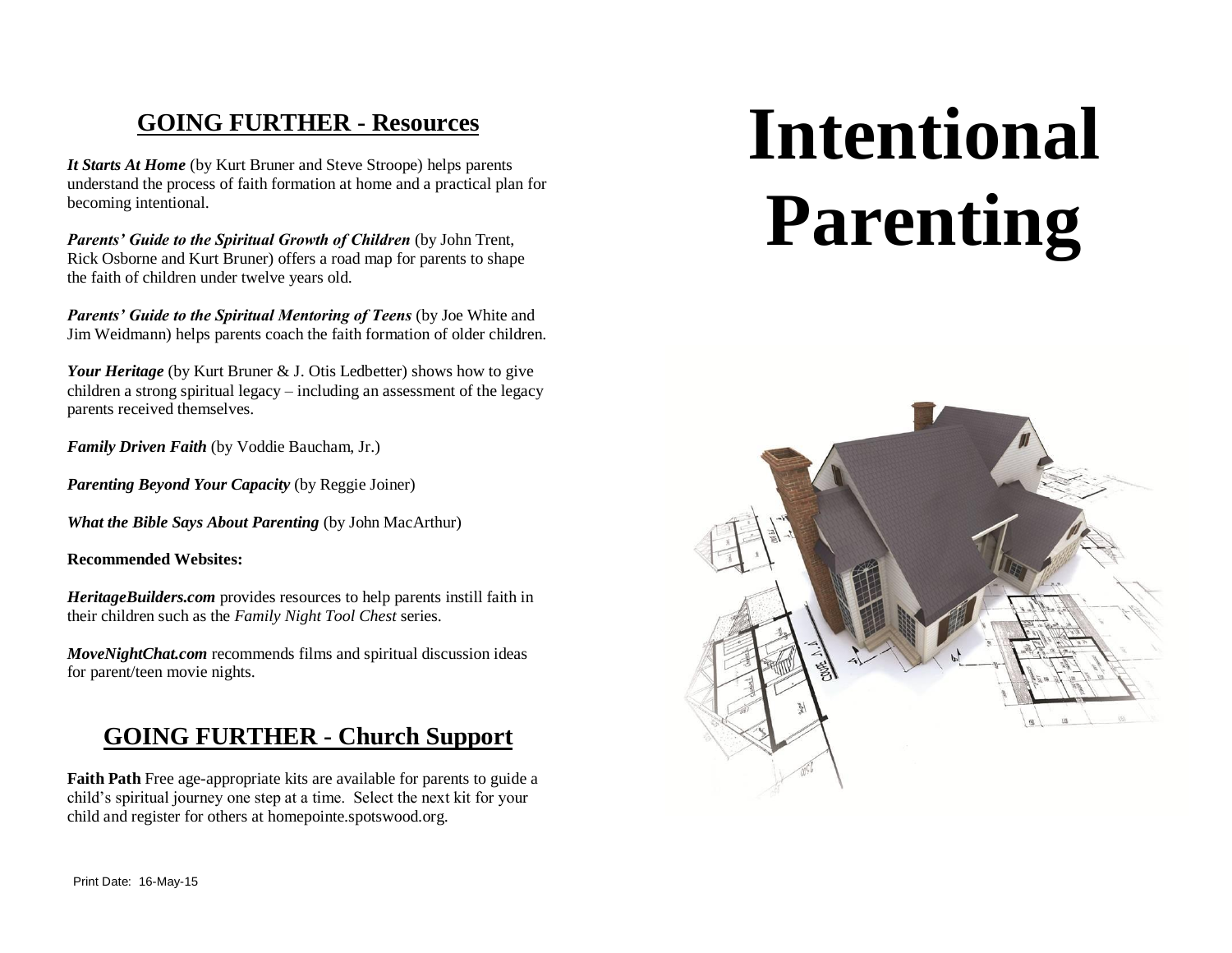## GOING FURTHER - Resources

***It Starts At Home*** (by Kurt Bruner and Steve Stroope) helps parents understand the process of faith formation at home and a practical plan for becoming intentional.

***Parents' Guide to the Spiritual Growth of Children*** (by John Trent, Rick Osborne and Kurt Bruner) offers a road map for parents to shape the faith of children under twelve years old.

***Parents' Guide to the Spiritual Mentoring of Teens*** (by Joe White and Jim Weidmann) helps parents coach the faith formation of older children.

***Your Heritage*** (by Kurt Bruner & J. Otis Ledbetter) shows how to give children a strong spiritual legacy – including an assessment of the legacy parents received themselves.

***Family Driven Faith*** (by Voddie Baucham, Jr.)

***Parenting Beyond Your Capacity*** (by Reggie Joiner)

***What the Bible Says About Parenting*** (by John MacArthur)

**Recommended Websites:**

***HeritageBuilders.com*** provides resources to help parents instill faith in their children such as the *Family Night Tool Chest* series.

***MoveNightChat.com*** recommends films and spiritual discussion ideas for parent/teen movie nights.

## GOING FURTHER - Church Support

**Faith Path** Free age-appropriate kits are available for parents to guide a child's spiritual journey one step at a time. Select the next kit for your child and register for others at homepointe.spotswood.org.

Print Date: 16-May-15

# Intentional Parenting